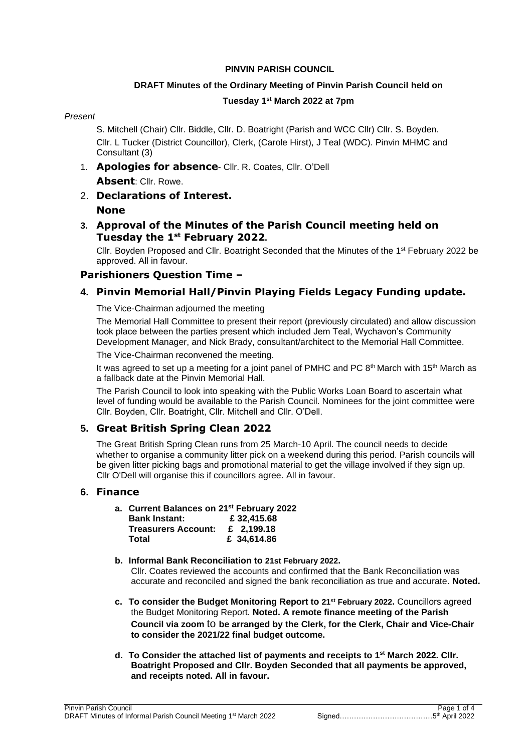**PINVIN PARISH COUNCIL**

**DRAFT Minutes of the Ordinary Meeting of Pinvin Parish Council held on**

**Tuesday 1st March 2022 at 7pm**

*Present*

S. Mitchell (Chair) Cllr. Biddle, Cllr. D. Boatright (Parish and WCC Cllr) Cllr. S. Boyden. Cllr. L Tucker (District Councillor), Clerk, (Carole Hirst), J Teal (WDC). Pinvin MHMC and Consultant (3)

1. **Apologies for absence**- Cllr. R. Coates, Cllr. O'Dell

   **Absent**: Cllr. Rowe.

2. **Declarations of Interest.**

   **None**

3. **Approval of the Minutes of the Parish Council meeting held on Tuesday the 1st February 2022.**

   Cllr. Boyden Proposed and Cllr. Boatright Seconded that the Minutes of the 1st February 2022 be approved. All in favour.

### Parishioners Question Time –

4. **Pinvin Memorial Hall/Pinvin Playing Fields Legacy Funding update.**

   The Vice-Chairman adjourned the meeting

   The Memorial Hall Committee to present their report (previously circulated) and allow discussion took place between the parties present which included Jem Teal, Wychavon's Community Development Manager, and Nick Brady, consultant/architect to the Memorial Hall Committee.

   The Vice-Chairman reconvened the meeting.

   It was agreed to set up a meeting for a joint panel of PMHC and PC 8th March with 15th March as a fallback date at the Pinvin Memorial Hall.

   The Parish Council to look into speaking with the Public Works Loan Board to ascertain what level of funding would be available to the Parish Council. Nominees for the joint committee were Cllr. Boyden, Cllr. Boatright, Cllr. Mitchell and Cllr. O'Dell.

5. **Great British Spring Clean 2022**

   The Great British Spring Clean runs from 25 March-10 April. The council needs to decide whether to organise a community litter pick on a weekend during this period. Parish councils will be given litter picking bags and promotional material to get the village involved if they sign up. Cllr O'Dell will organise this if councillors agree. All in favour.

6. **Finance**

   a. **Current Balances on 21st February 2022**

   | | |
   |---|---|
   | **Bank Instant:** | **£ 32,415.68** |
   | **Treasurers Account:** | **£ 2,199.18** |
   | **Total** | **£ 34,614.86** |

   b. **Informal Bank Reconciliation to 21st February 2022.**
   Cllr. Coates reviewed the accounts and confirmed that the Bank Reconciliation was accurate and reconciled and signed the bank reconciliation as true and accurate. **Noted.**

   c. **To consider the Budget Monitoring Report to 21st February 2022.** Councillors agreed the Budget Monitoring Report. **Noted. A remote finance meeting of the Parish Council via zoom** to **be arranged by the Clerk, for the Clerk, Chair and Vice-Chair to consider the 2021/22 final budget outcome.**

   d. **To Consider the attached list of payments and receipts to 1st March 2022. Cllr. Boatright Proposed and Cllr. Boyden Seconded that all payments be approved, and receipts noted. All in favour.**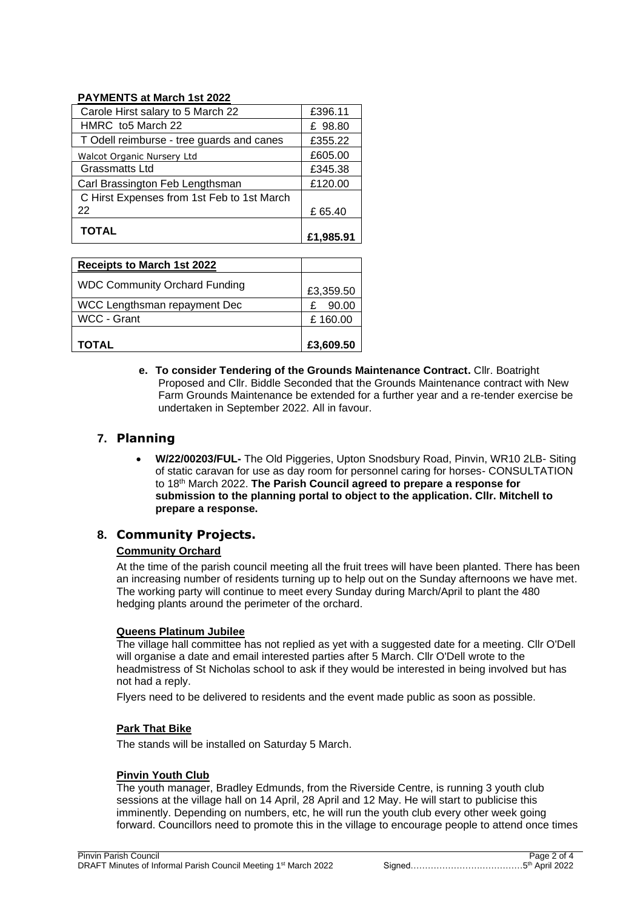**PAYMENTS at March 1st 2022**

| | |
|---|---|
| Carole Hirst salary to 5 March 22 | £396.11 |
| HMRC to5 March 22 | £ 98.80 |
| T Odell reimburse - tree guards and canes | £355.22 |
| Walcot Organic Nursery Ltd | £605.00 |
| Grassmatts Ltd | £345.38 |
| Carl Brassington Feb Lengthsman | £120.00 |
| C Hirst Expenses from 1st Feb to 1st March 22 | £ 65.40 |
| **TOTAL** | **£1,985.91** |

| **Receipts to March 1st 2022** | |
|---|---|
| WDC Community Orchard Funding | £3,359.50 |
| WCC Lengthsman repayment Dec | £ 90.00 |
| WCC - Grant | £ 160.00 |
| **TOTAL** | **£3,609.50** |

**e. To consider Tendering of the Grounds Maintenance Contract.** Cllr. Boatright Proposed and Cllr. Biddle Seconded that the Grounds Maintenance contract with New Farm Grounds Maintenance be extended for a further year and a re-tender exercise be undertaken in September 2022. All in favour.

## 7. Planning

- **W/22/00203/FUL-** The Old Piggeries, Upton Snodsbury Road, Pinvin, WR10 2LB- Siting of static caravan for use as day room for personnel caring for horses- CONSULTATION to 18th March 2022. **The Parish Council agreed to prepare a response for submission to the planning portal to object to the application. Cllr. Mitchell to prepare a response.**

## 8. Community Projects.

**Community Orchard**

At the time of the parish council meeting all the fruit trees will have been planted. There has been an increasing number of residents turning up to help out on the Sunday afternoons we have met. The working party will continue to meet every Sunday during March/April to plant the 480 hedging plants around the perimeter of the orchard.

**Queens Platinum Jubilee**

The village hall committee has not replied as yet with a suggested date for a meeting. Cllr O'Dell will organise a date and email interested parties after 5 March. Cllr O'Dell wrote to the headmistress of St Nicholas school to ask if they would be interested in being involved but has not had a reply.

Flyers need to be delivered to residents and the event made public as soon as possible.

**Park That Bike**

The stands will be installed on Saturday 5 March.

**Pinvin Youth Club**

The youth manager, Bradley Edmunds, from the Riverside Centre, is running 3 youth club sessions at the village hall on 14 April, 28 April and 12 May. He will start to publicise this imminently. Depending on numbers, etc, he will run the youth club every other week going forward. Councillors need to promote this in the village to encourage people to attend once times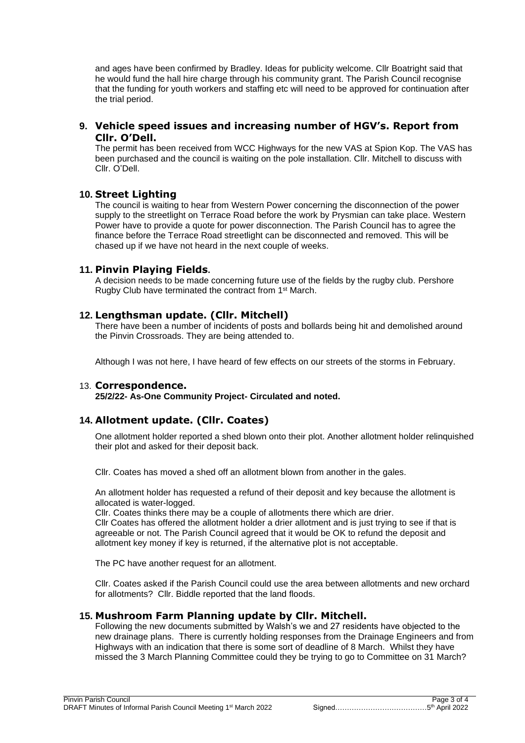and ages have been confirmed by Bradley. Ideas for publicity welcome. Cllr Boatright said that he would fund the hall hire charge through his community grant. The Parish Council recognise that the funding for youth workers and staffing etc will need to be approved for continuation after the trial period.

## 9. Vehicle speed issues and increasing number of HGV's. Report from Cllr. O'Dell.

The permit has been received from WCC Highways for the new VAS at Spion Kop. The VAS has been purchased and the council is waiting on the pole installation. Cllr. Mitchell to discuss with Cllr. O'Dell.

## 10. Street Lighting

The council is waiting to hear from Western Power concerning the disconnection of the power supply to the streetlight on Terrace Road before the work by Prysmian can take place. Western Power have to provide a quote for power disconnection. The Parish Council has to agree the finance before the Terrace Road streetlight can be disconnected and removed. This will be chased up if we have not heard in the next couple of weeks.

## 11. Pinvin Playing Fields.

A decision needs to be made concerning future use of the fields by the rugby club. Pershore Rugby Club have terminated the contract from 1st March.

## 12. Lengthsman update. (Cllr. Mitchell)

There have been a number of incidents of posts and bollards being hit and demolished around the Pinvin Crossroads. They are being attended to.

Although I was not here, I have heard of few effects on our streets of the storms in February.

## 13. Correspondence.

**25/2/22- As-One Community Project- Circulated and noted.**

## 14. Allotment update. (Cllr. Coates)

One allotment holder reported a shed blown onto their plot. Another allotment holder relinquished their plot and asked for their deposit back.

Cllr. Coates has moved a shed off an allotment blown from another in the gales.

An allotment holder has requested a refund of their deposit and key because the allotment is allocated is water-logged.
Cllr. Coates thinks there may be a couple of allotments there which are drier.
Cllr Coates has offered the allotment holder a drier allotment and is just trying to see if that is agreeable or not. The Parish Council agreed that it would be OK to refund the deposit and allotment key money if key is returned, if the alternative plot is not acceptable.

The PC have another request for an allotment.

Cllr. Coates asked if the Parish Council could use the area between allotments and new orchard for allotments? Cllr. Biddle reported that the land floods.

## 15. Mushroom Farm Planning update by Cllr. Mitchell.

Following the new documents submitted by Walsh's we and 27 residents have objected to the new drainage plans. There is currently holding responses from the Drainage Engineers and from Highways with an indication that there is some sort of deadline of 8 March. Whilst they have missed the 3 March Planning Committee could they be trying to go to Committee on 31 March?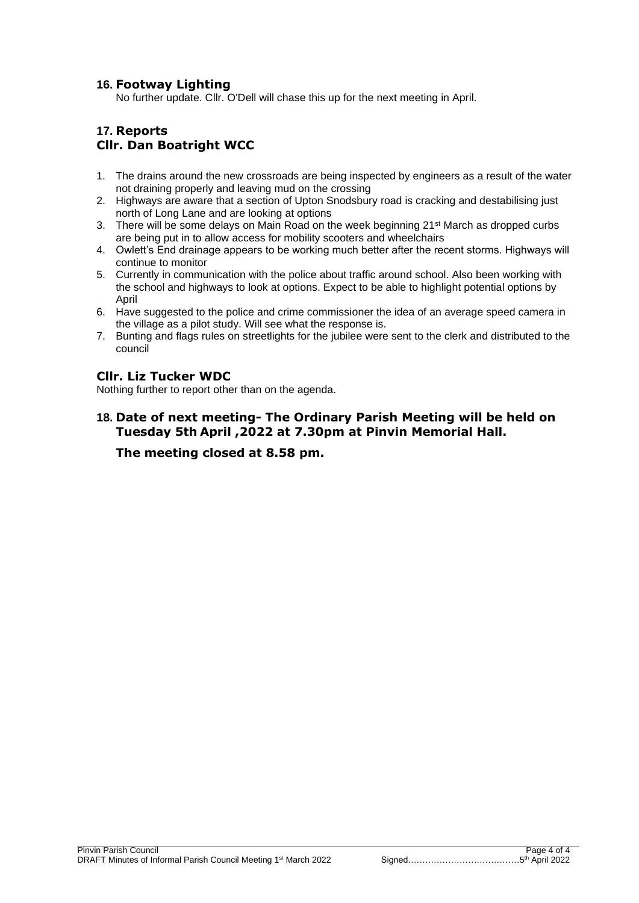## 16. Footway Lighting

No further update. Cllr. O'Dell will chase this up for the next meeting in April.

## 17. Reports

### Cllr. Dan Boatright WCC

1. The drains around the new crossroads are being inspected by engineers as a result of the water not draining properly and leaving mud on the crossing
2. Highways are aware that a section of Upton Snodsbury road is cracking and destabilising just north of Long Lane and are looking at options
3. There will be some delays on Main Road on the week beginning 21st March as dropped curbs are being put in to allow access for mobility scooters and wheelchairs
4. Owlett's End drainage appears to be working much better after the recent storms. Highways will continue to monitor
5. Currently in communication with the police about traffic around school. Also been working with the school and highways to look at options. Expect to be able to highlight potential options by April
6. Have suggested to the police and crime commissioner the idea of an average speed camera in the village as a pilot study. Will see what the response is.
7. Bunting and flags rules on streetlights for the jubilee were sent to the clerk and distributed to the council

### Cllr. Liz Tucker WDC

Nothing further to report other than on the agenda.

## 18. Date of next meeting- The Ordinary Parish Meeting will be held on Tuesday 5th April ,2022 at 7.30pm at Pinvin Memorial Hall.

**The meeting closed at 8.58 pm.**